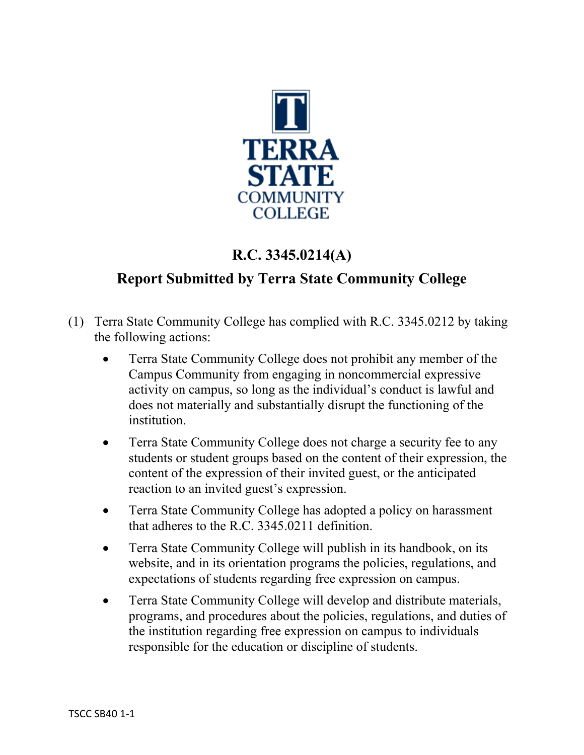# R.C. 3345.0214(A)

## Report Submitted by Terra State Community College

(1) Terra State Community College has complied with R.C. 3345.0212 by taking the following actions:

- Terra State Community College does not prohibit any member of the Campus Community from engaging in noncommercial expressive activity on campus, so long as the individual's conduct is lawful and does not materially and substantially disrupt the functioning of the institution.
- Terra State Community College does not charge a security fee to any students or student groups based on the content of their expression, the content of the expression of their invited guest, or the anticipated reaction to an invited guest's expression.
- Terra State Community College has adopted a policy on harassment that adheres to the R.C. 3345.0211 definition.
- Terra State Community College will publish in its handbook, on its website, and in its orientation programs the policies, regulations, and expectations of students regarding free expression on campus.
- Terra State Community College will develop and distribute materials, programs, and procedures about the policies, regulations, and duties of the institution regarding free expression on campus to individuals responsible for the education or discipline of students.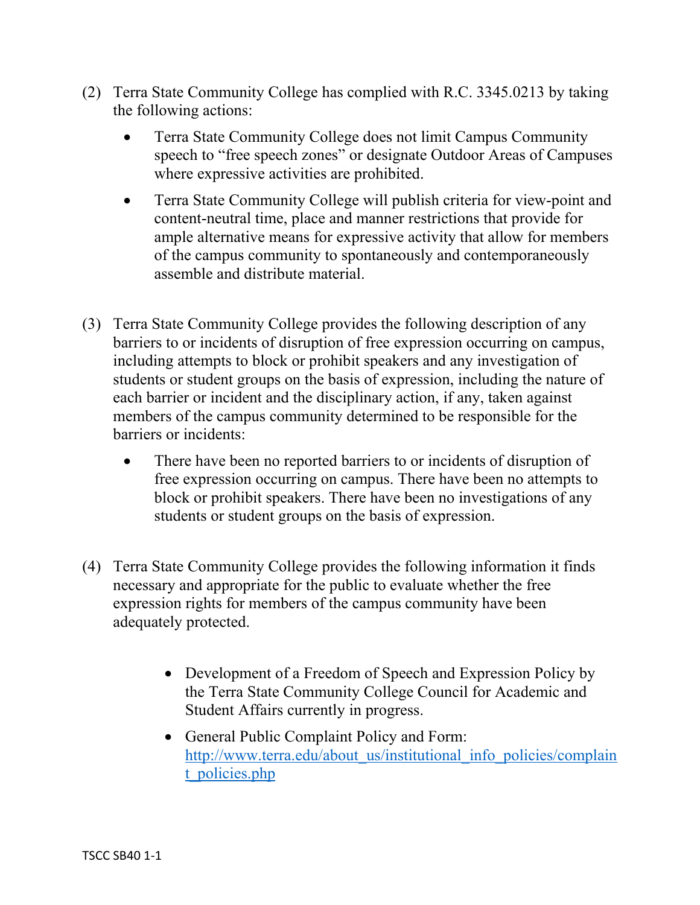(2) Terra State Community College has complied with R.C. 3345.0213 by taking the following actions:

- Terra State Community College does not limit Campus Community speech to "free speech zones" or designate Outdoor Areas of Campuses where expressive activities are prohibited.
- Terra State Community College will publish criteria for view-point and content-neutral time, place and manner restrictions that provide for ample alternative means for expressive activity that allow for members of the campus community to spontaneously and contemporaneously assemble and distribute material.

(3) Terra State Community College provides the following description of any barriers to or incidents of disruption of free expression occurring on campus, including attempts to block or prohibit speakers and any investigation of students or student groups on the basis of expression, including the nature of each barrier or incident and the disciplinary action, if any, taken against members of the campus community determined to be responsible for the barriers or incidents:

- There have been no reported barriers to or incidents of disruption of free expression occurring on campus. There have been no attempts to block or prohibit speakers. There have been no investigations of any students or student groups on the basis of expression.

(4) Terra State Community College provides the following information it finds necessary and appropriate for the public to evaluate whether the free expression rights for members of the campus community have been adequately protected.

- Development of a Freedom of Speech and Expression Policy by the Terra State Community College Council for Academic and Student Affairs currently in progress.
- General Public Complaint Policy and Form: http://www.terra.edu/about_us/institutional_info_policies/complaint_policies.php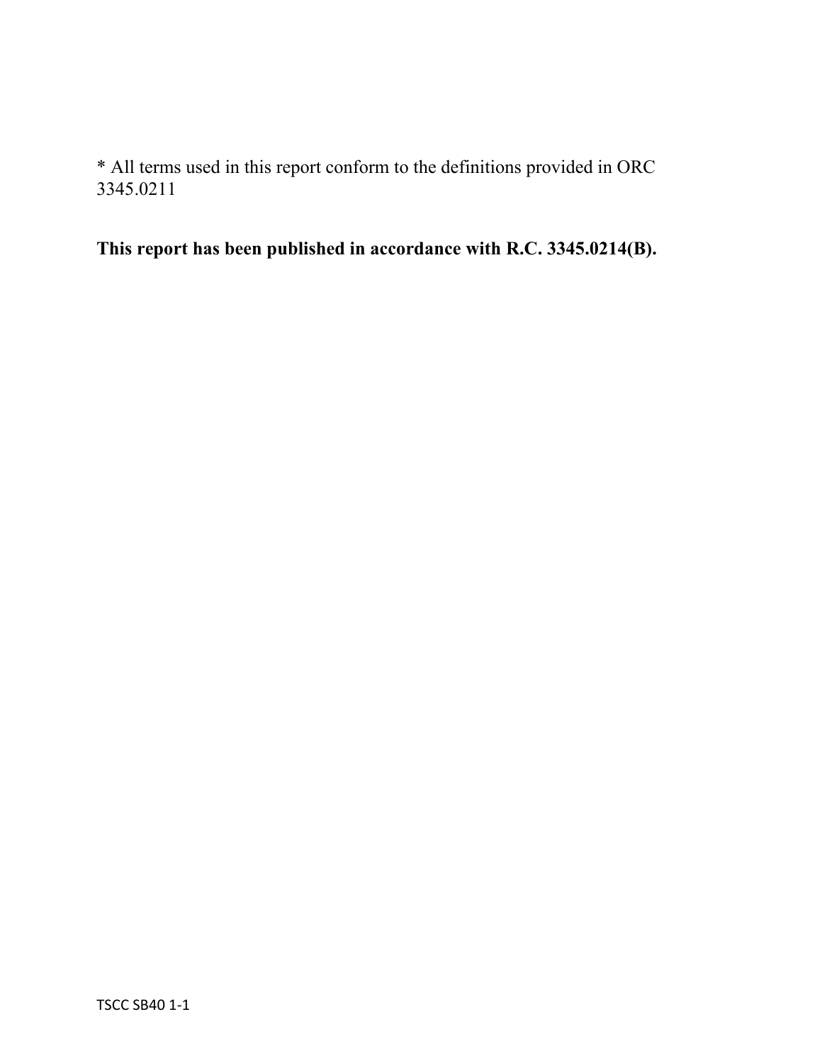* All terms used in this report conform to the definitions provided in ORC 3345.0211

**This report has been published in accordance with R.C. 3345.0214(B).**